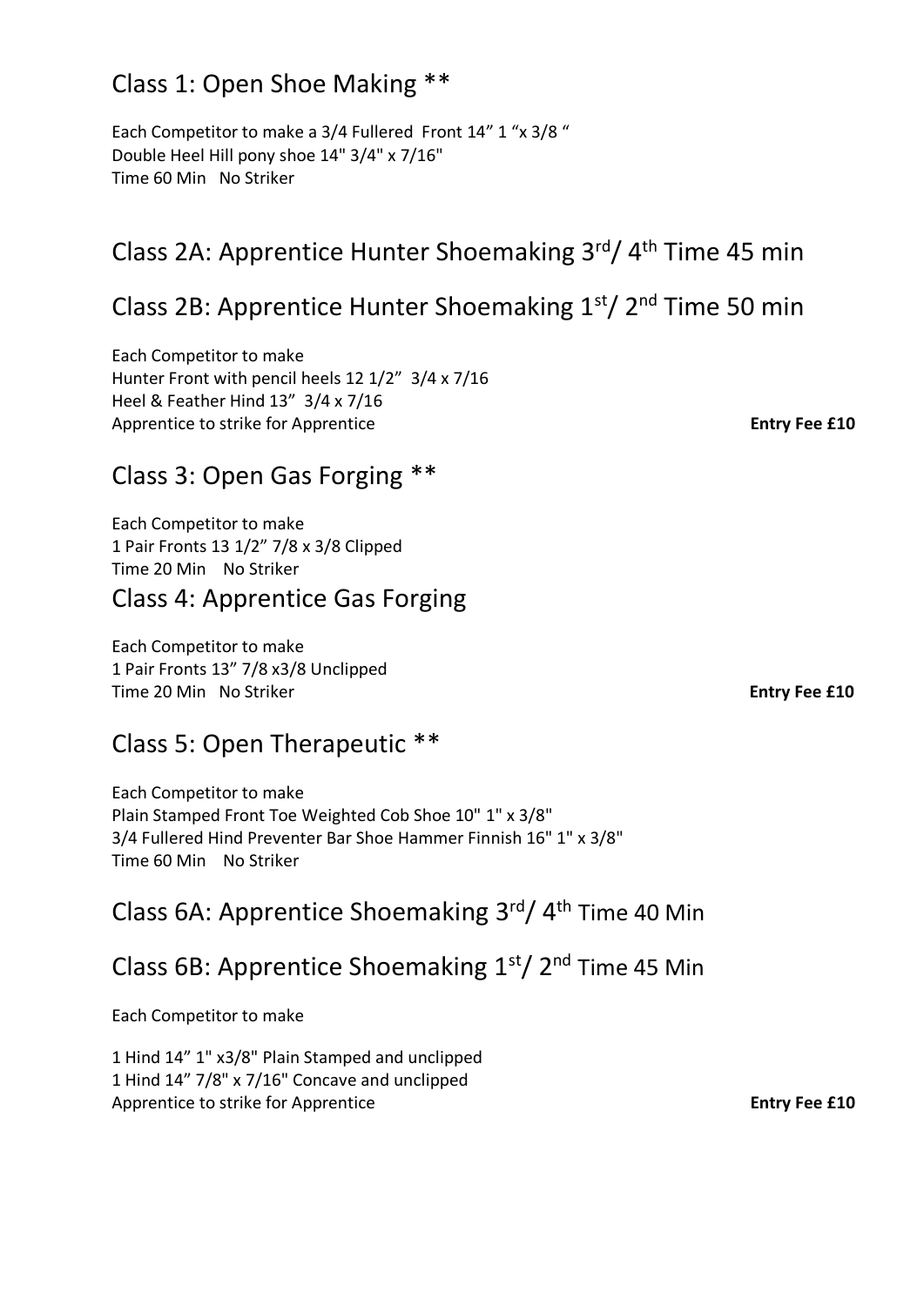## Class 1: Open Shoe Making **

Each Competitor to make a 3/4 Fullered Front 14” 1 “x 3/8 “
Double Heel Hill pony shoe 14" 3/4" x 7/16"
Time 60 Min No Striker

## Class 2A: Apprentice Hunter Shoemaking 3rd/ 4th Time 45 min

## Class 2B: Apprentice Hunter Shoemaking 1st/ 2nd Time 50 min

Each Competitor to make
Hunter Front with pencil heels 12 1/2” 3/4 x 7/16
Heel & Feather Hind 13” 3/4 x 7/16
Apprentice to strike for Apprentice **Entry Fee £10**

## Class 3: Open Gas Forging **

Each Competitor to make
1 Pair Fronts 13 1/2” 7/8 x 3/8 Clipped
Time 20 Min No Striker

## Class 4: Apprentice Gas Forging

Each Competitor to make
1 Pair Fronts 13” 7/8 x3/8 Unclipped
Time 20 Min No Striker **Entry Fee £10**

## Class 5: Open Therapeutic **

Each Competitor to make
Plain Stamped Front Toe Weighted Cob Shoe 10" 1" x 3/8"
3/4 Fullered Hind Preventer Bar Shoe Hammer Finnish 16" 1" x 3/8"
Time 60 Min No Striker

## Class 6A: Apprentice Shoemaking 3rd/ 4th Time 40 Min

## Class 6B: Apprentice Shoemaking 1st/ 2nd Time 45 Min

Each Competitor to make

1 Hind 14” 1" x3/8" Plain Stamped and unclipped
1 Hind 14” 7/8" x 7/16" Concave and unclipped
Apprentice to strike for Apprentice **Entry Fee £10**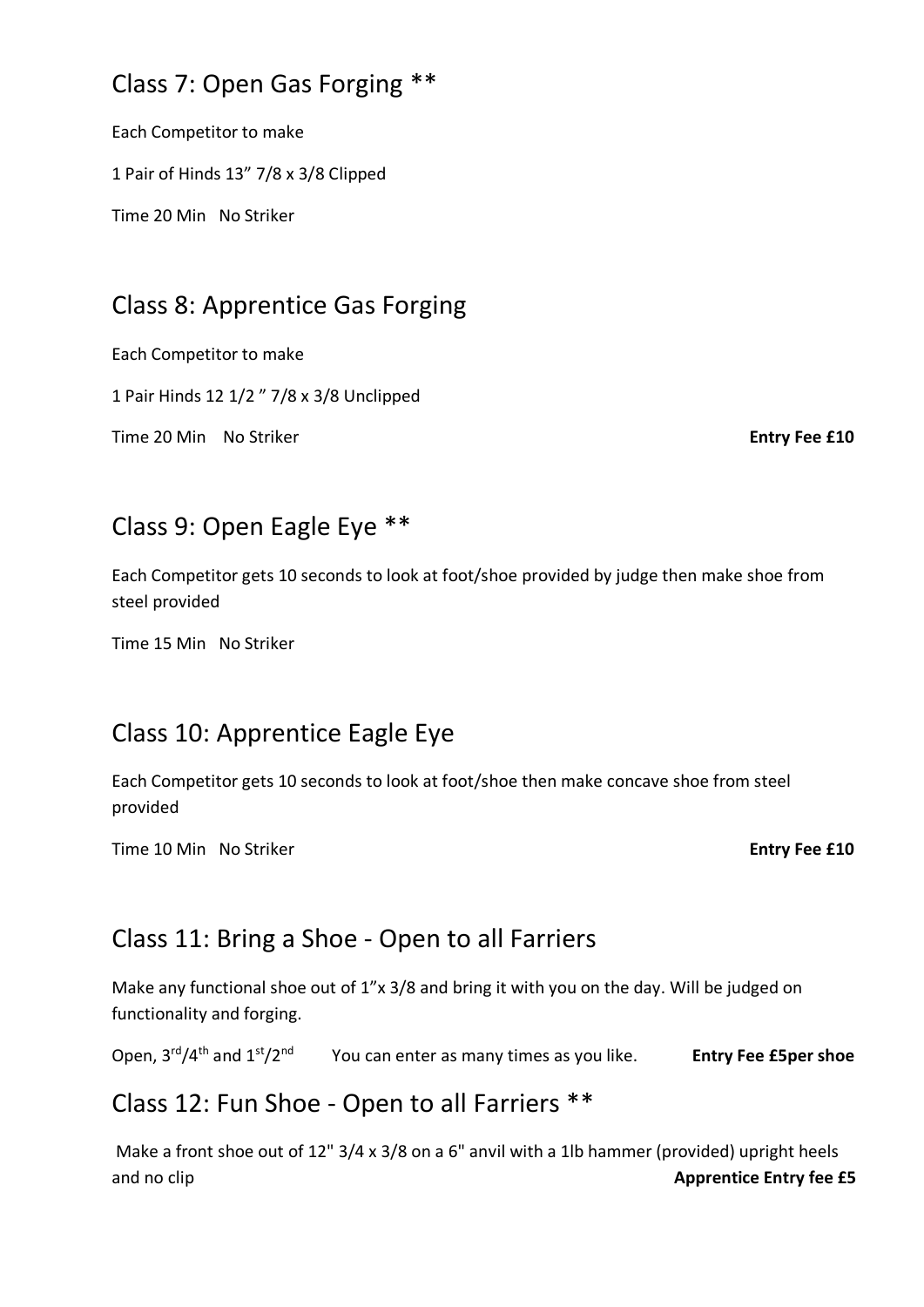## Class 7: Open Gas Forging **

Each Competitor to make

1 Pair of Hinds 13” 7/8 x 3/8 Clipped

Time 20 Min   No Striker

## Class 8: Apprentice Gas Forging

Each Competitor to make

1 Pair Hinds 12 1/2 ” 7/8 x 3/8 Unclipped

Time 20 Min   No Striker **Entry Fee £10**

## Class 9: Open Eagle Eye **

Each Competitor gets 10 seconds to look at foot/shoe provided by judge then make shoe from steel provided

Time 15 Min   No Striker

## Class 10: Apprentice Eagle Eye

Each Competitor gets 10 seconds to look at foot/shoe then make concave shoe from steel provided

Time 10 Min   No Striker **Entry Fee £10**

## Class 11: Bring a Shoe - Open to all Farriers

Make any functional shoe out of 1”x 3/8 and bring it with you on the day. Will be judged on functionality and forging.

Open, 3rd/4th and 1st/2nd   You can enter as many times as you like.   **Entry Fee £5per shoe**

## Class 12: Fun Shoe - Open to all Farriers **

Make a front shoe out of 12" 3/4 x 3/8 on a 6" anvil with a 1lb hammer (provided) upright heels and no clip **Apprentice Entry fee £5**